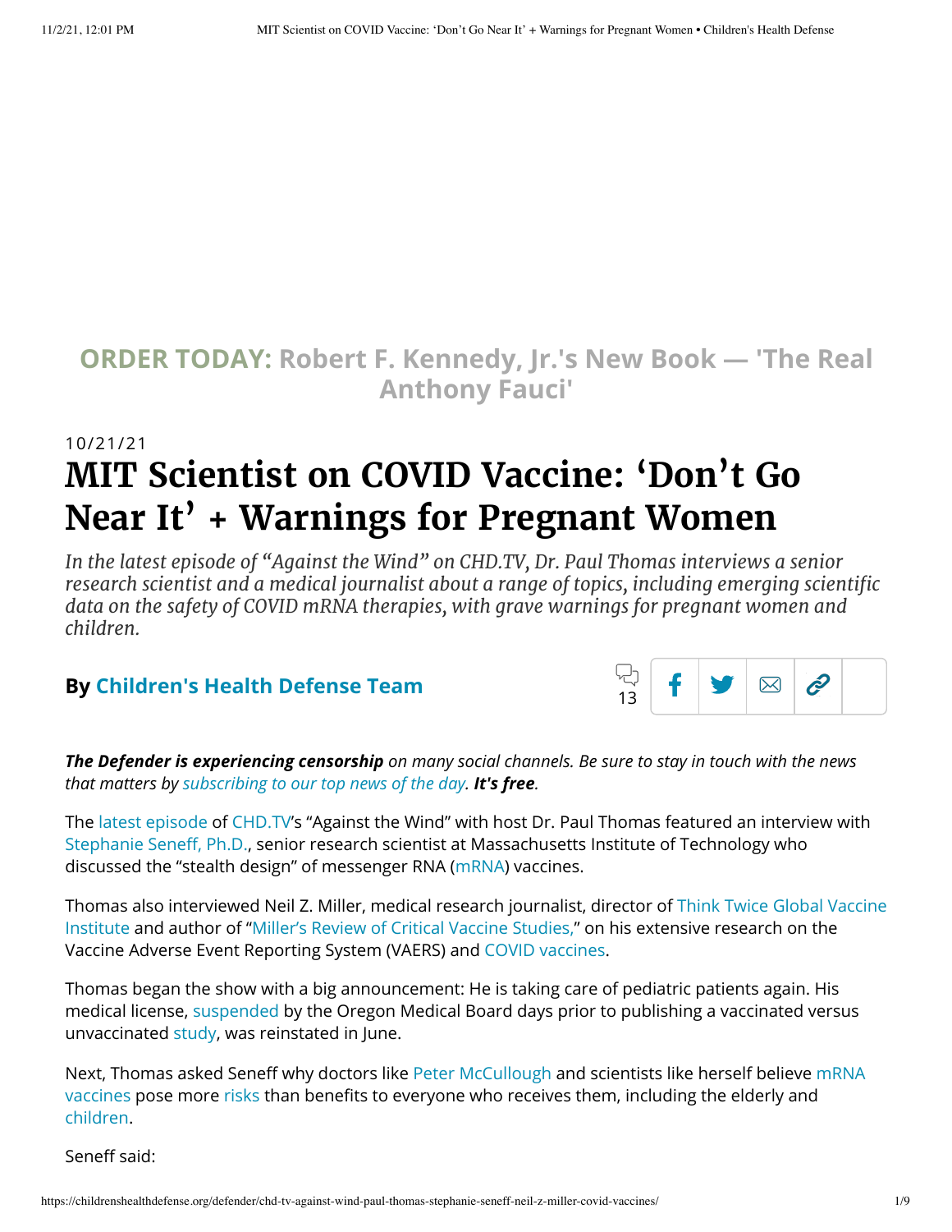**ORDER TODAY:** Robert F. Kennedy, Jr.'s New Book — 'The Real Anthony Fauci'

10/21/21

# MIT Scientist on COVID Vaccine: 'Don't Go Near It' + Warnings for Pregnant Women

*In the latest episode of "Against the Wind" on CHD.TV, Dr. Paul Thomas interviews a senior research scientist and a medical journalist about a range of topics, including emerging scientific data on the safety of COVID mRNA therapies, with grave warnings for pregnant women and children.*

### By Children's Health Defense Team

13

***The Defender is experiencing censorship*** *on many social channels. Be sure to stay in touch with the news that matters by subscribing to our top news of the day.* ***It's free****.*

The latest episode of CHD.TV's "Against the Wind" with host Dr. Paul Thomas featured an interview with Stephanie Seneff, Ph.D., senior research scientist at Massachusetts Institute of Technology who discussed the "stealth design" of messenger RNA (mRNA) vaccines.

Thomas also interviewed Neil Z. Miller, medical research journalist, director of Think Twice Global Vaccine Institute and author of "Miller's Review of Critical Vaccine Studies," on his extensive research on the Vaccine Adverse Event Reporting System (VAERS) and COVID vaccines.

Thomas began the show with a big announcement: He is taking care of pediatric patients again. His medical license, suspended by the Oregon Medical Board days prior to publishing a vaccinated versus unvaccinated study, was reinstated in June.

Next, Thomas asked Seneff why doctors like Peter McCullough and scientists like herself believe mRNA vaccines pose more risks than benefits to everyone who receives them, including the elderly and children.

Seneff said: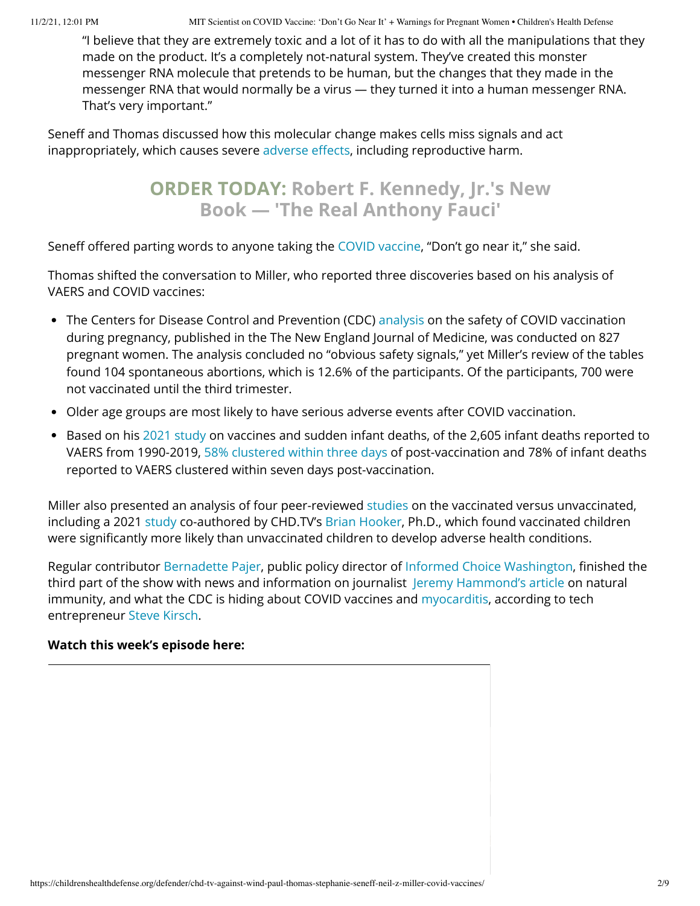"I believe that they are extremely toxic and a lot of it has to do with all the manipulations that they made on the product. It's a completely not-natural system. They've created this monster messenger RNA molecule that pretends to be human, but the changes that they made in the messenger RNA that would normally be a virus — they turned it into a human messenger RNA. That's very important."

Seneff and Thomas discussed how this molecular change makes cells miss signals and act inappropriately, which causes severe adverse effects, including reproductive harm.

## ORDER TODAY: Robert F. Kennedy, Jr.'s New Book — 'The Real Anthony Fauci'

Seneff offered parting words to anyone taking the COVID vaccine, "Don't go near it," she said.

Thomas shifted the conversation to Miller, who reported three discoveries based on his analysis of VAERS and COVID vaccines:

- The Centers for Disease Control and Prevention (CDC) analysis on the safety of COVID vaccination during pregnancy, published in the The New England Journal of Medicine, was conducted on 827 pregnant women. The analysis concluded no "obvious safety signals," yet Miller's review of the tables found 104 spontaneous abortions, which is 12.6% of the participants. Of the participants, 700 were not vaccinated until the third trimester.
- Older age groups are most likely to have serious adverse events after COVID vaccination.
- Based on his 2021 study on vaccines and sudden infant deaths, of the 2,605 infant deaths reported to VAERS from 1990-2019, 58% clustered within three days of post-vaccination and 78% of infant deaths reported to VAERS clustered within seven days post-vaccination.

Miller also presented an analysis of four peer-reviewed studies on the vaccinated versus unvaccinated, including a 2021 study co-authored by CHD.TV's Brian Hooker, Ph.D., which found vaccinated children were significantly more likely than unvaccinated children to develop adverse health conditions.

Regular contributor Bernadette Pajer, public policy director of Informed Choice Washington, finished the third part of the show with news and information on journalist Jeremy Hammond's article on natural immunity, and what the CDC is hiding about COVID vaccines and myocarditis, according to tech entrepreneur Steve Kirsch.

**Watch this week's episode here:**